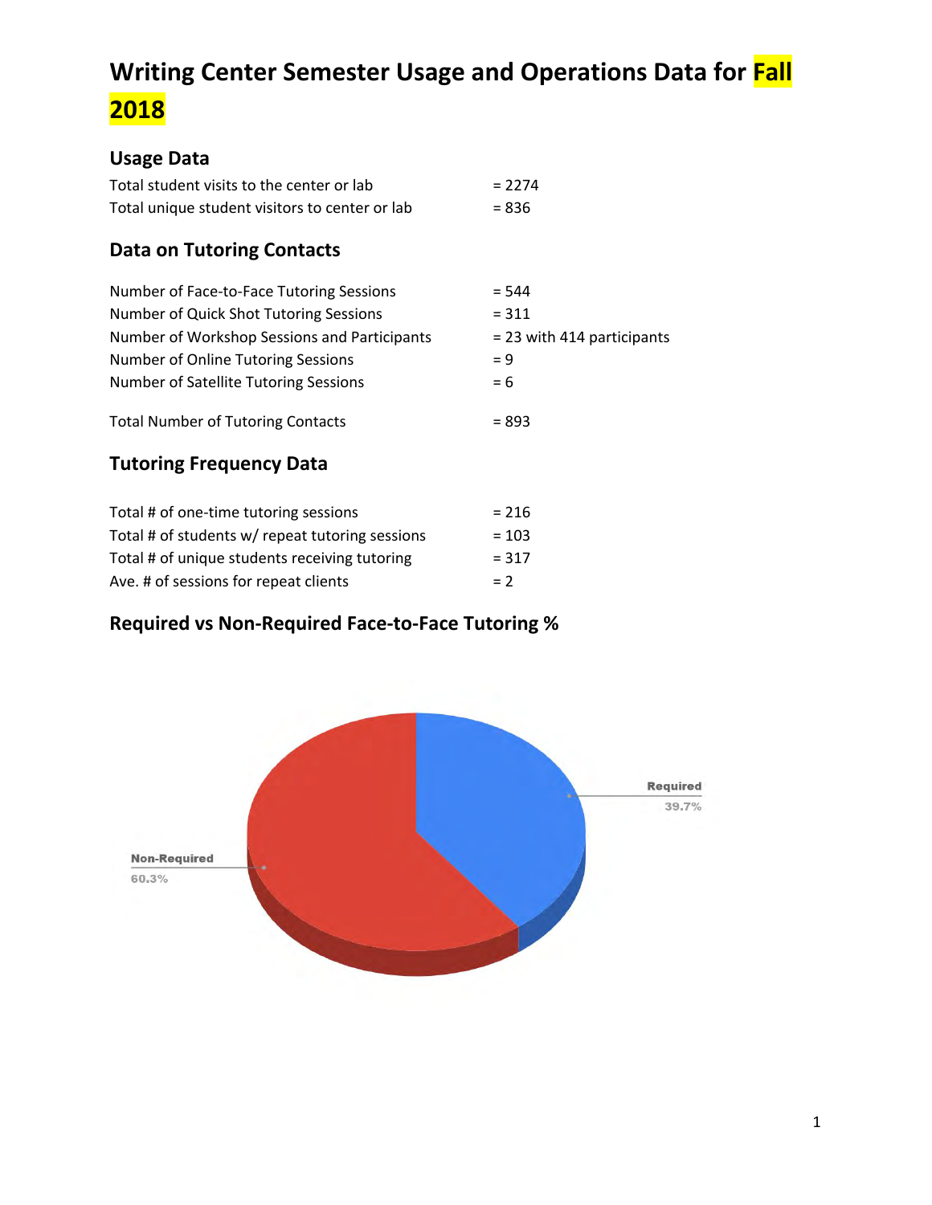# Writing Center Semester Usage and Operations Data for Fall 2018

## Usage Data

| | |
|---|---|
| Total student visits to the center or lab | = 2274 |
| Total unique student visitors to center or lab | = 836 |

## Data on Tutoring Contacts

| | |
|---|---|
| Number of Face-to-Face Tutoring Sessions | = 544 |
| Number of Quick Shot Tutoring Sessions | = 311 |
| Number of Workshop Sessions and Participants | = 23 with 414 participants |
| Number of Online Tutoring Sessions | = 9 |
| Number of Satellite Tutoring Sessions | = 6 |
| Total Number of Tutoring Contacts | = 893 |

## Tutoring Frequency Data

| | |
|---|---|
| Total # of one-time tutoring sessions | = 216 |
| Total # of students w/ repeat tutoring sessions | = 103 |
| Total # of unique students receiving tutoring | = 317 |
| Ave. # of sessions for repeat clients | = 2 |

## Required vs Non-Required Face-to-Face Tutoring %

Required 39.7%

Non-Required 60.3%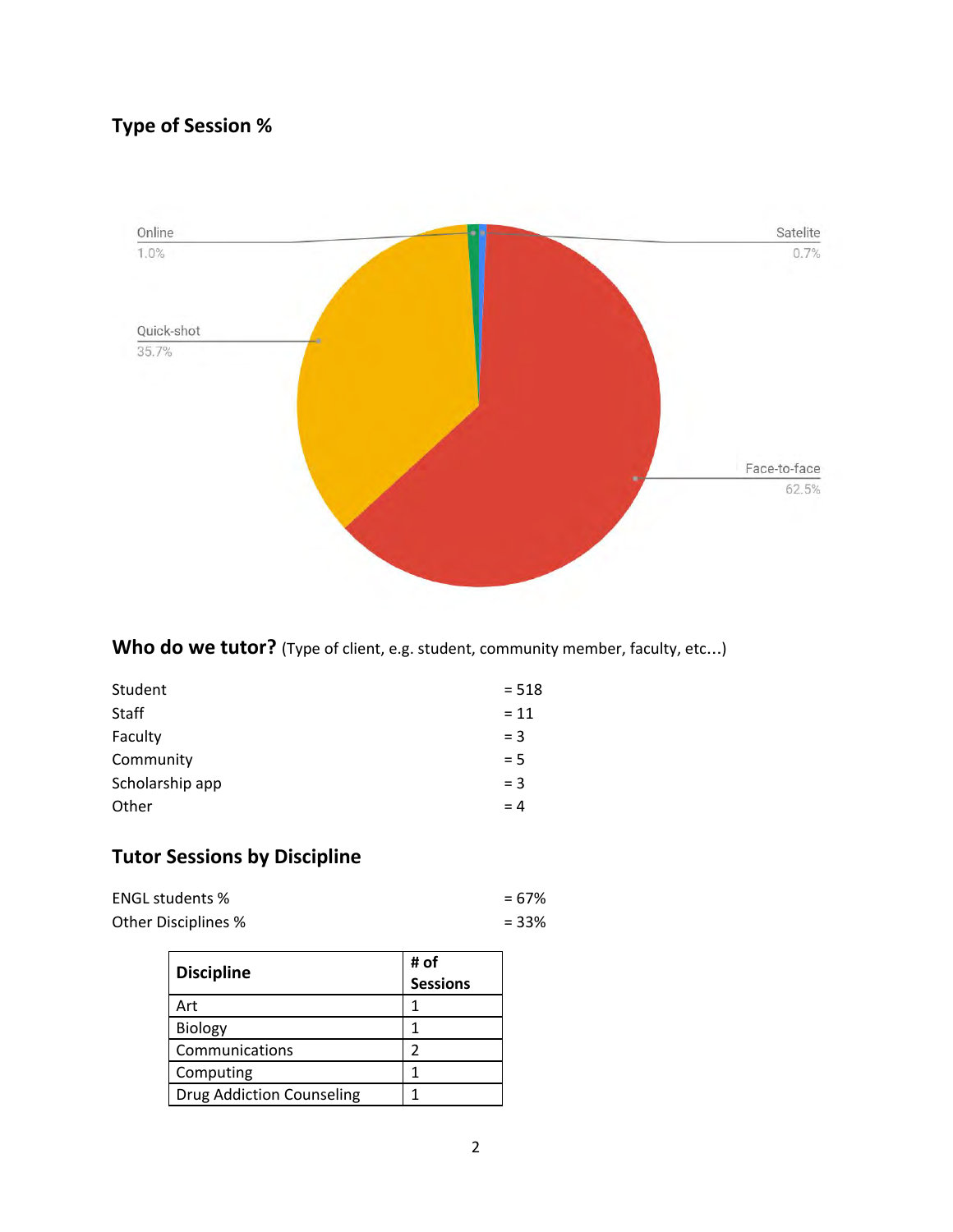## Type of Session %

Online 1.0%

Satelite 0.7%

Quick-shot 35.7%

Face-to-face 62.5%

## Who do we tutor? (Type of client, e.g. student, community member, faculty, etc…)

Student = 518
Staff = 11
Faculty = 3
Community = 5
Scholarship app = 3
Other = 4

## Tutor Sessions by Discipline

ENGL students % = 67%
Other Disciplines % = 33%

| Discipline | # of Sessions |
| --- | --- |
| Art | 1 |
| Biology | 1 |
| Communications | 2 |
| Computing | 1 |
| Drug Addiction Counseling | 1 |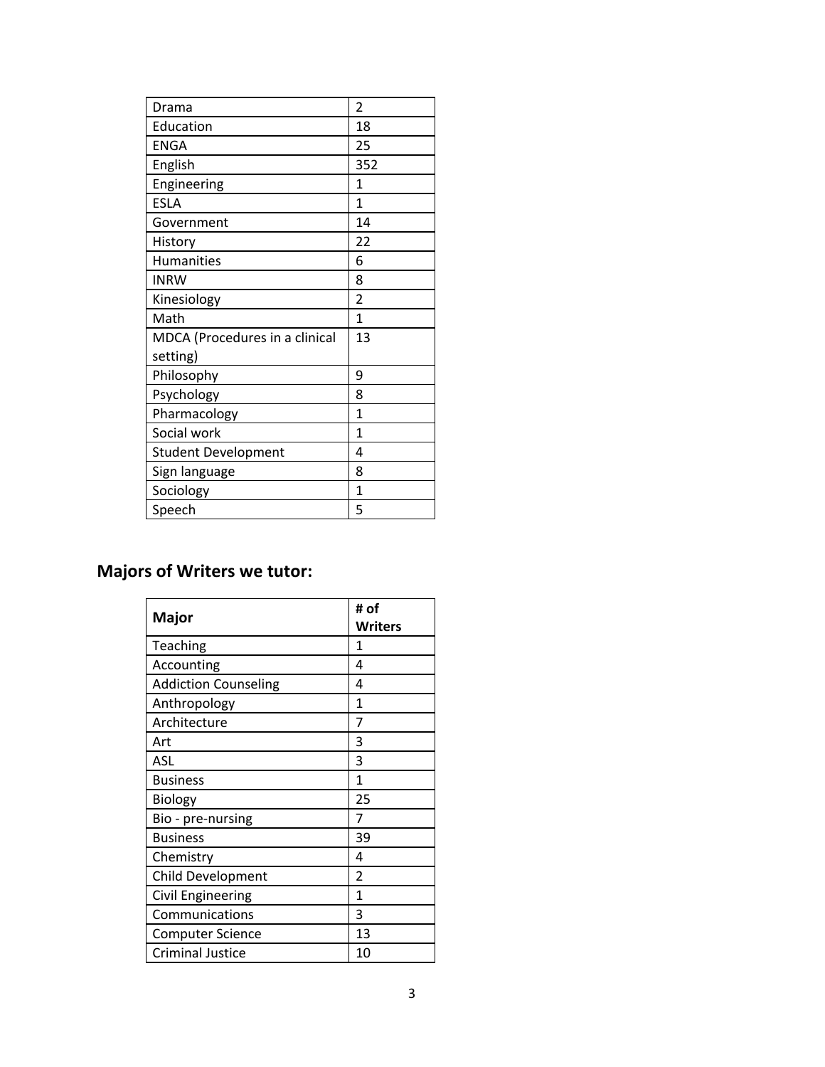| | |
|---|---|
| Drama | 2 |
| Education | 18 |
| ENGA | 25 |
| English | 352 |
| Engineering | 1 |
| ESLA | 1 |
| Government | 14 |
| History | 22 |
| Humanities | 6 |
| INRW | 8 |
| Kinesiology | 2 |
| Math | 1 |
| MDCA (Procedures in a clinical setting) | 13 |
| Philosophy | 9 |
| Psychology | 8 |
| Pharmacology | 1 |
| Social work | 1 |
| Student Development | 4 |
| Sign language | 8 |
| Sociology | 1 |
| Speech | 5 |

## Majors of Writers we tutor:

| Major | # of Writers |
|---|---|
| Teaching | 1 |
| Accounting | 4 |
| Addiction Counseling | 4 |
| Anthropology | 1 |
| Architecture | 7 |
| Art | 3 |
| ASL | 3 |
| Business | 1 |
| Biology | 25 |
| Bio - pre-nursing | 7 |
| Business | 39 |
| Chemistry | 4 |
| Child Development | 2 |
| Civil Engineering | 1 |
| Communications | 3 |
| Computer Science | 13 |
| Criminal Justice | 10 |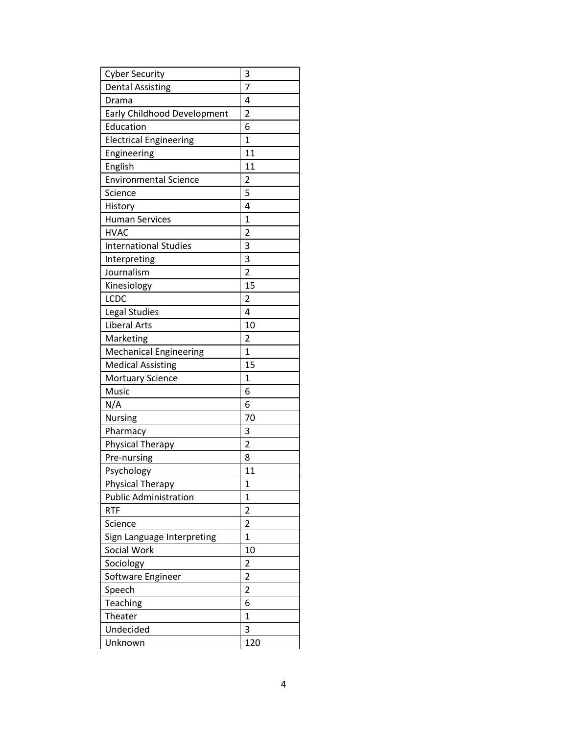| Cyber Security | 3 |
| --- | --- |
| Dental Assisting | 7 |
| Drama | 4 |
| Early Childhood Development | 2 |
| Education | 6 |
| Electrical Engineering | 1 |
| Engineering | 11 |
| English | 11 |
| Environmental Science | 2 |
| Science | 5 |
| History | 4 |
| Human Services | 1 |
| HVAC | 2 |
| International Studies | 3 |
| Interpreting | 3 |
| Journalism | 2 |
| Kinesiology | 15 |
| LCDC | 2 |
| Legal Studies | 4 |
| Liberal Arts | 10 |
| Marketing | 2 |
| Mechanical Engineering | 1 |
| Medical Assisting | 15 |
| Mortuary Science | 1 |
| Music | 6 |
| N/A | 6 |
| Nursing | 70 |
| Pharmacy | 3 |
| Physical Therapy | 2 |
| Pre-nursing | 8 |
| Psychology | 11 |
| Physical Therapy | 1 |
| Public Administration | 1 |
| RTF | 2 |
| Science | 2 |
| Sign Language Interpreting | 1 |
| Social Work | 10 |
| Sociology | 2 |
| Software Engineer | 2 |
| Speech | 2 |
| Teaching | 6 |
| Theater | 1 |
| Undecided | 3 |
| Unknown | 120 |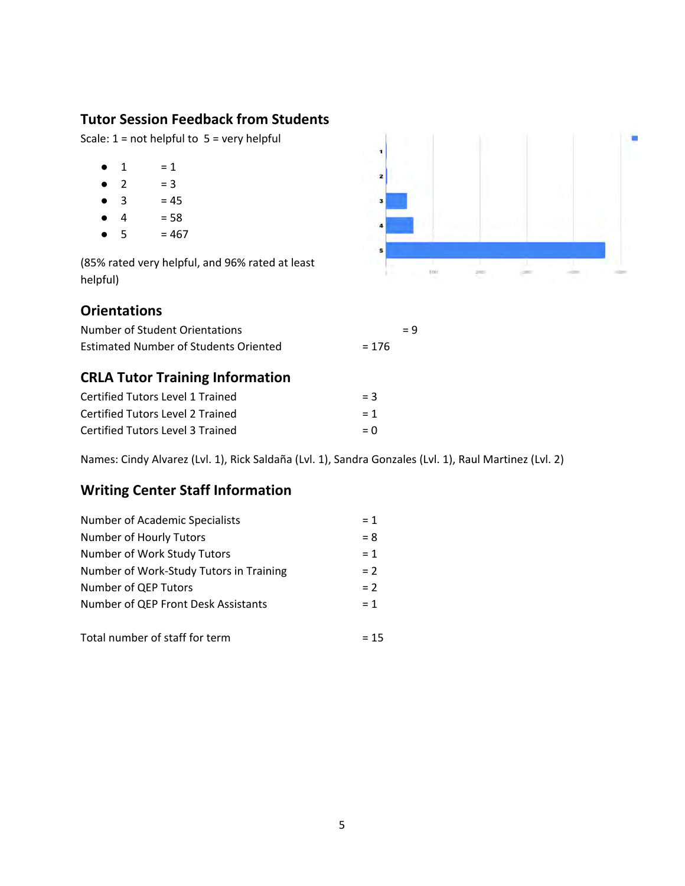## Tutor Session Feedback from Students

Scale: 1 = not helpful to 5 = very helpful

- 1 = 1
- 2 = 3
- 3 = 45
- 4 = 58
- 5 = 467

(85% rated very helpful, and 96% rated at least helpful)

## Orientations

Number of Student Orientations = 9
Estimated Number of Students Oriented = 176

## CRLA Tutor Training Information

Certified Tutors Level 1 Trained = 3
Certified Tutors Level 2 Trained = 1
Certified Tutors Level 3 Trained = 0

Names: Cindy Alvarez (Lvl. 1), Rick Saldaña (Lvl. 1), Sandra Gonzales (Lvl. 1), Raul Martinez (Lvl. 2)

## Writing Center Staff Information

Number of Academic Specialists = 1
Number of Hourly Tutors = 8
Number of Work Study Tutors = 1
Number of Work-Study Tutors in Training = 2
Number of QEP Tutors = 2
Number of QEP Front Desk Assistants = 1

Total number of staff for term = 15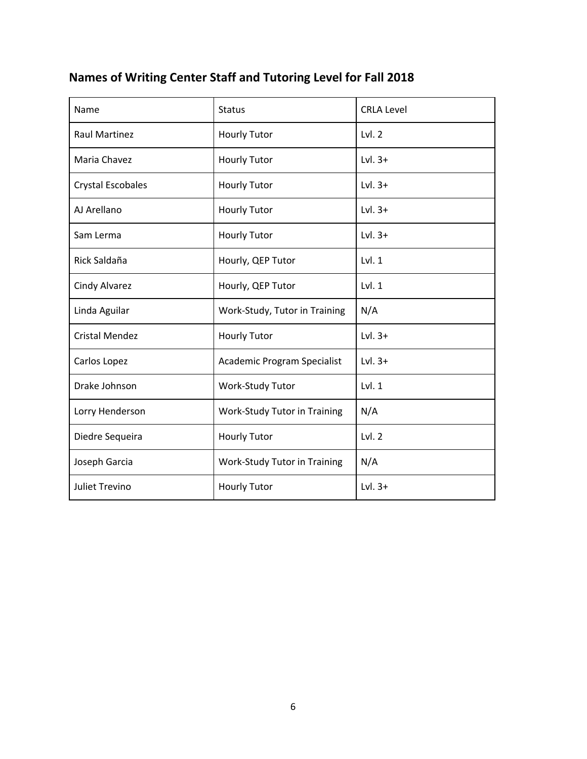## Names of Writing Center Staff and Tutoring Level for Fall 2018

| Name | Status | CRLA Level |
|---|---|---|
| Raul Martinez | Hourly Tutor | Lvl. 2 |
| Maria Chavez | Hourly Tutor | Lvl. 3+ |
| Crystal Escobales | Hourly Tutor | Lvl. 3+ |
| AJ Arellano | Hourly Tutor | Lvl. 3+ |
| Sam Lerma | Hourly Tutor | Lvl. 3+ |
| Rick Saldaña | Hourly, QEP Tutor | Lvl. 1 |
| Cindy Alvarez | Hourly, QEP Tutor | Lvl. 1 |
| Linda Aguilar | Work-Study, Tutor in Training | N/A |
| Cristal Mendez | Hourly Tutor | Lvl. 3+ |
| Carlos Lopez | Academic Program Specialist | Lvl. 3+ |
| Drake Johnson | Work-Study Tutor | Lvl. 1 |
| Lorry Henderson | Work-Study Tutor in Training | N/A |
| Diedre Sequeira | Hourly Tutor | Lvl. 2 |
| Joseph Garcia | Work-Study Tutor in Training | N/A |
| Juliet Trevino | Hourly Tutor | Lvl. 3+ |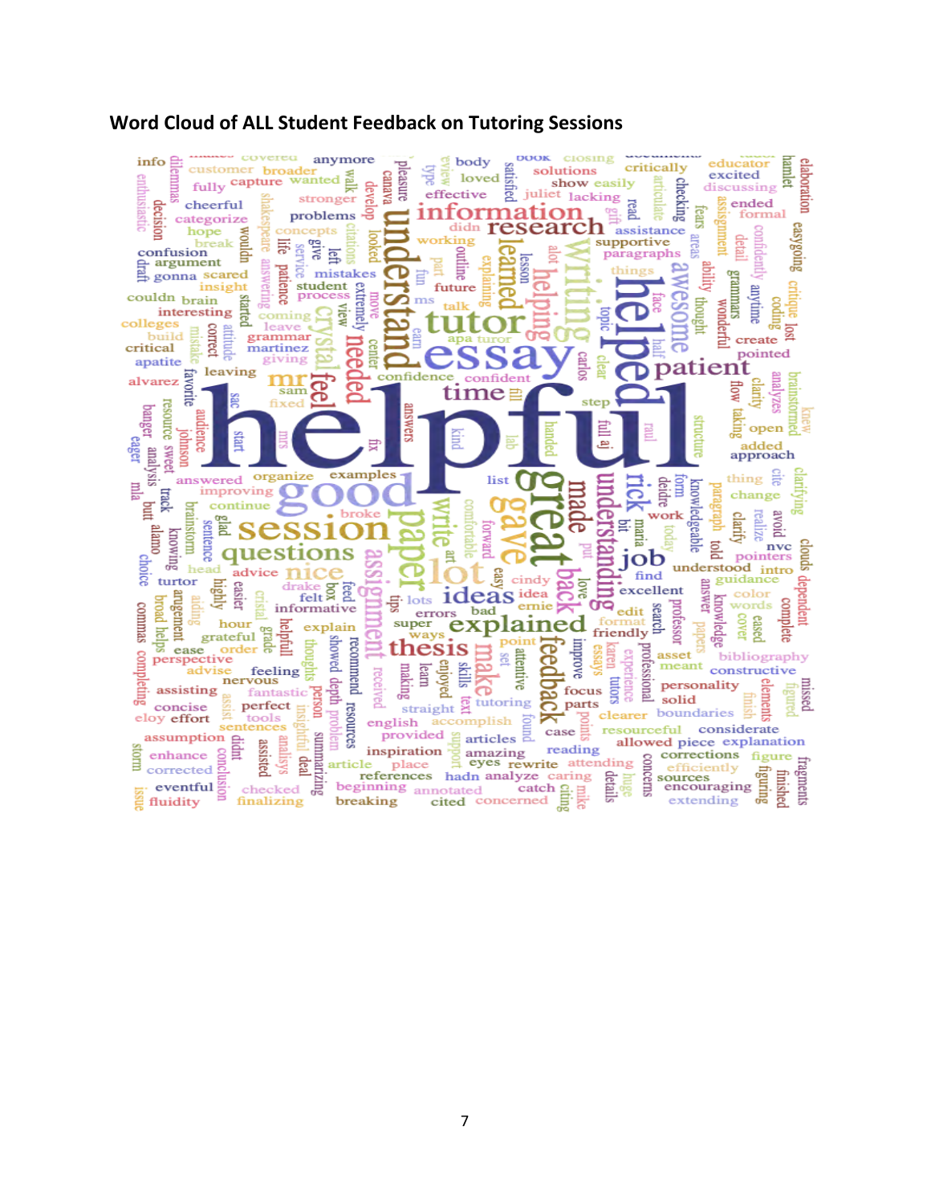**Word Cloud of ALL Student Feedback on Tutoring Sessions**